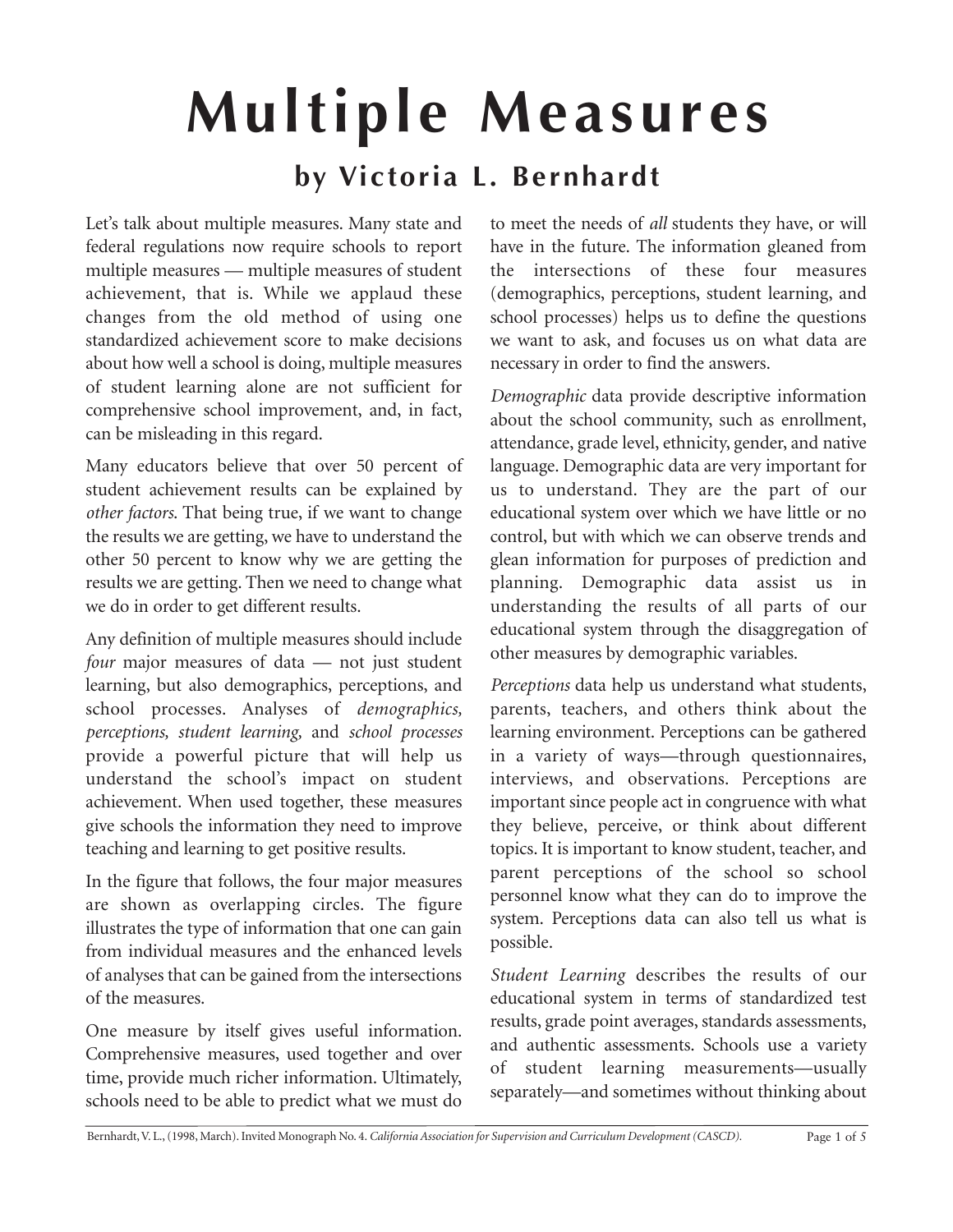# Multiple Measures

## by Victoria L. Bernhardt

Let's talk about multiple measures. Many state and federal regulations now require schools to report multiple measures — multiple measures of student achievement, that is. While we applaud these changes from the old method of using one standardized achievement score to make decisions about how well a school is doing, multiple measures of student learning alone are not sufficient for comprehensive school improvement, and, in fact, can be misleading in this regard.

Many educators believe that over 50 percent of student achievement results can be explained by *other factors.* That being true, if we want to change the results we are getting, we have to understand the other 50 percent to know why we are getting the results we are getting. Then we need to change what we do in order to get different results.

Any definition of multiple measures should include *four* major measures of data — not just student learning, but also demographics, perceptions, and school processes. Analyses of *demographics, perceptions, student learning,* and *school processes* provide a powerful picture that will help us understand the school's impact on student achievement. When used together, these measures give schools the information they need to improve teaching and learning to get positive results.

In the figure that follows, the four major measures are shown as overlapping circles. The figure illustrates the type of information that one can gain from individual measures and the enhanced levels of analyses that can be gained from the intersections of the measures.

One measure by itself gives useful information. Comprehensive measures, used together and over time, provide much richer information. Ultimately, schools need to be able to predict what we must do to meet the needs of *all* students they have, or will have in the future. The information gleaned from the intersections of these four measures (demographics, perceptions, student learning, and school processes) helps us to define the questions we want to ask, and focuses us on what data are necessary in order to find the answers.

*Demographic* data provide descriptive information about the school community, such as enrollment, attendance, grade level, ethnicity, gender, and native language. Demographic data are very important for us to understand. They are the part of our educational system over which we have little or no control, but with which we can observe trends and glean information for purposes of prediction and planning. Demographic data assist us in understanding the results of all parts of our educational system through the disaggregation of other measures by demographic variables.

*Perceptions* data help us understand what students, parents, teachers, and others think about the learning environment. Perceptions can be gathered in a variety of ways—through questionnaires, interviews, and observations. Perceptions are important since people act in congruence with what they believe, perceive, or think about different topics. It is important to know student, teacher, and parent perceptions of the school so school personnel know what they can do to improve the system. Perceptions data can also tell us what is possible.

*Student Learning* describes the results of our educational system in terms of standardized test results, grade point averages, standards assessments, and authentic assessments. Schools use a variety of student learning measurements—usually separately—and sometimes without thinking about

Bernhardt, V. L., (1998, March). Invited Monograph No. 4. *California Association for Supervision and Curriculum Development (CASCD).*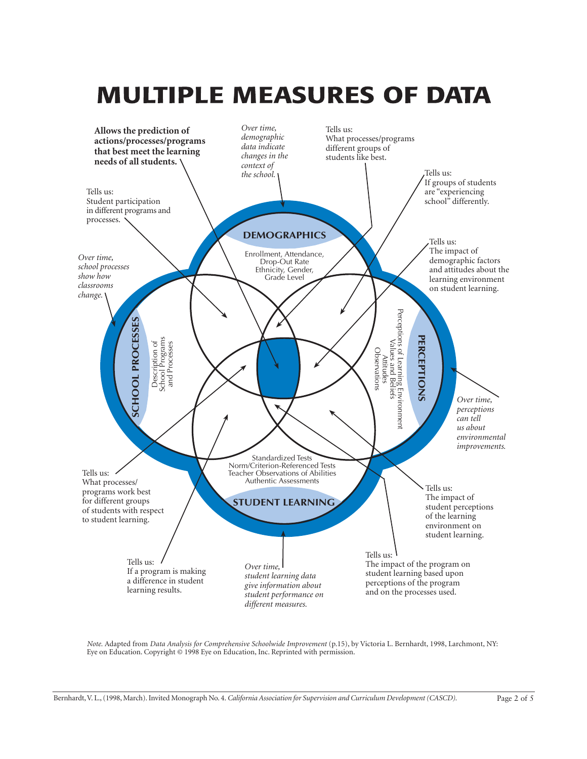# MULTIPLE MEASURES OF DATA

**Allows the prediction of actions/processes/programs that best meet the learning needs of all students.**

*Over time, demographic data indicate changes in the context of the school.*

Tells us:
What processes/programs different groups of students like best.

Tells us:
If groups of students are "experiencing school" differently.

Tells us:
Student participation in different programs and processes.

Tells us:
The impact of demographic factors and attitudes about the learning environment on student learning.

*Over time, school processes show how classrooms change.*

**DEMOGRAPHICS**

Enrollment, Attendance, Drop-Out Rate
Ethnicity, Gender, Grade Level

**SCHOOL PROCESSES**

Description of School Programs and Processes

**PERCEPTIONS**

Perceptions of Learning Environment
Values and Beliefs
Attitudes
Observations

*Over time, perceptions can tell us about environmental improvements.*

**STUDENT LEARNING**

Standardized Tests
Norm/Criterion-Referenced Tests
Teacher Observations of Abilities
Authentic Assessments

Tells us:
What processes/programs work best for different groups of students with respect to student learning.

Tells us:
The impact of student perceptions of the learning environment on student learning.

Tells us:
If a program is making a difference in student learning results.

*Over time, student learning data give information about student performance on different measures.*

Tells us:
The impact of the program on student learning based upon perceptions of the program and on the processes used.

*Note.* Adapted from *Data Analysis for Comprehensive Schoolwide Improvement* (p.15), by Victoria L. Bernhardt, 1998, Larchmont, NY: Eye on Education. Copyright © 1998 Eye on Education, Inc. Reprinted with permission.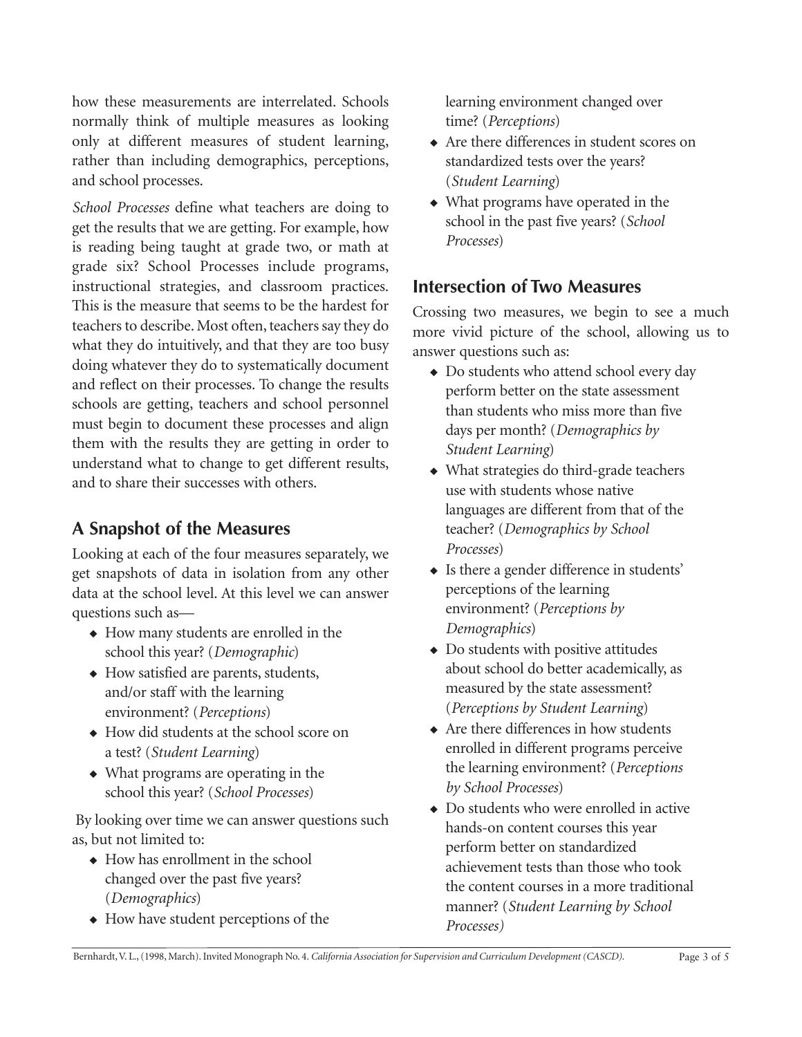how these measurements are interrelated. Schools normally think of multiple measures as looking only at different measures of student learning, rather than including demographics, perceptions, and school processes.

*School Processes* define what teachers are doing to get the results that we are getting. For example, how is reading being taught at grade two, or math at grade six? School Processes include programs, instructional strategies, and classroom practices. This is the measure that seems to be the hardest for teachers to describe. Most often, teachers say they do what they do intuitively, and that they are too busy doing whatever they do to systematically document and reflect on their processes. To change the results schools are getting, teachers and school personnel must begin to document these processes and align them with the results they are getting in order to understand what to change to get different results, and to share their successes with others.

## A Snapshot of the Measures

Looking at each of the four measures separately, we get snapshots of data in isolation from any other data at the school level. At this level we can answer questions such as—

- How many students are enrolled in the school this year? (*Demographic*)
- How satisfied are parents, students, and/or staff with the learning environment? (*Perceptions*)
- How did students at the school score on a test? (*Student Learning*)
- What programs are operating in the school this year? (*School Processes*)

By looking over time we can answer questions such as, but not limited to:

- How has enrollment in the school changed over the past five years? (*Demographics*)
- How have student perceptions of the learning environment changed over time? (*Perceptions*)
- Are there differences in student scores on standardized tests over the years? (*Student Learning*)
- What programs have operated in the school in the past five years? (*School Processes*)

## Intersection of Two Measures

Crossing two measures, we begin to see a much more vivid picture of the school, allowing us to answer questions such as:

- Do students who attend school every day perform better on the state assessment than students who miss more than five days per month? (*Demographics by Student Learning*)
- What strategies do third-grade teachers use with students whose native languages are different from that of the teacher? (*Demographics by School Processes*)
- Is there a gender difference in students' perceptions of the learning environment? (*Perceptions by Demographics*)
- Do students with positive attitudes about school do better academically, as measured by the state assessment? (*Perceptions by Student Learning*)
- Are there differences in how students enrolled in different programs perceive the learning environment? (*Perceptions by School Processes*)
- Do students who were enrolled in active hands-on content courses this year perform better on standardized achievement tests than those who took the content courses in a more traditional manner? (*Student Learning by School Processes)*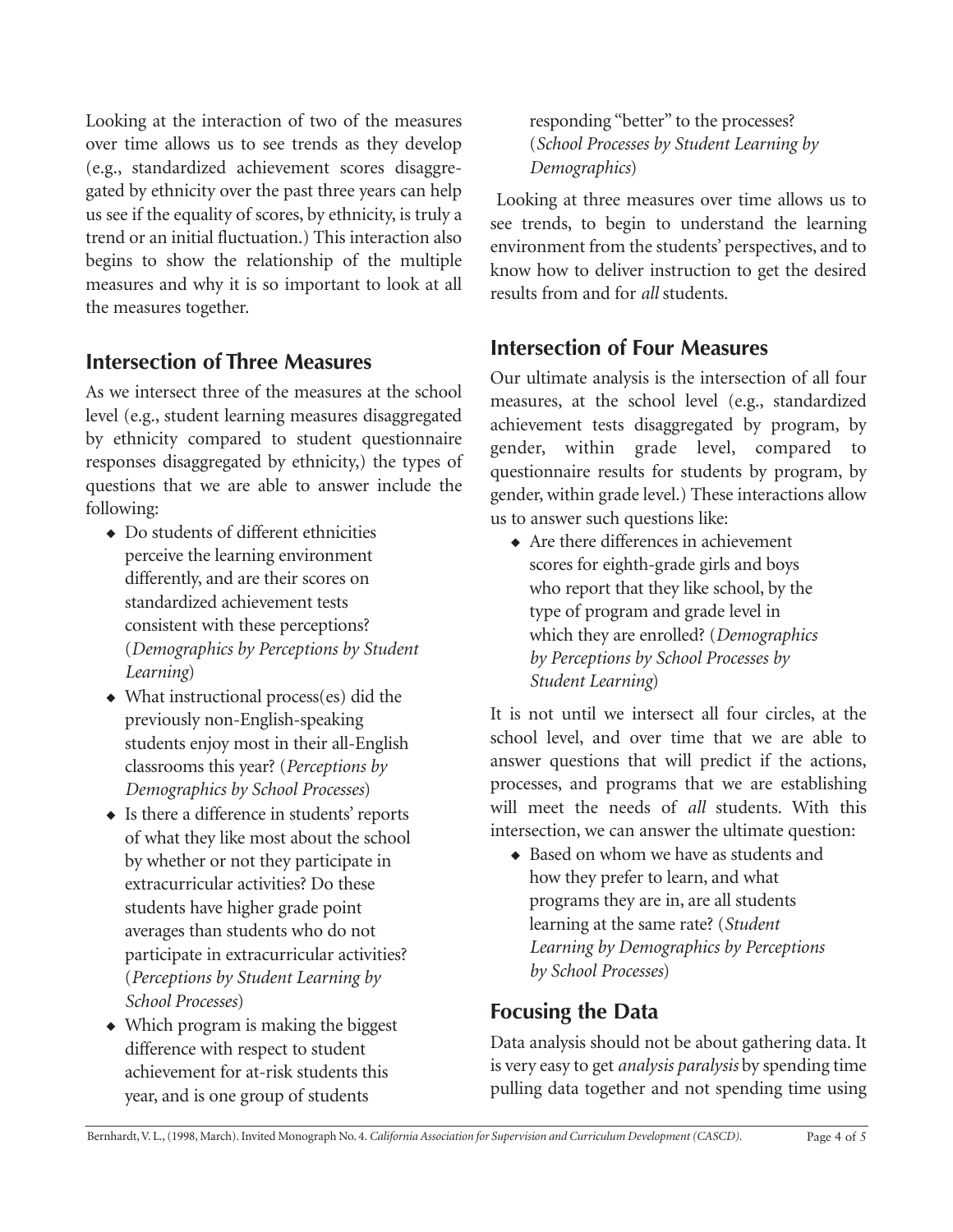Looking at the interaction of two of the measures over time allows us to see trends as they develop (e.g., standardized achievement scores disaggregated by ethnicity over the past three years can help us see if the equality of scores, by ethnicity, is truly a trend or an initial fluctuation.) This interaction also begins to show the relationship of the multiple measures and why it is so important to look at all the measures together.

## Intersection of Three Measures

As we intersect three of the measures at the school level (e.g., student learning measures disaggregated by ethnicity compared to student questionnaire responses disaggregated by ethnicity,) the types of questions that we are able to answer include the following:

- Do students of different ethnicities perceive the learning environment differently, and are their scores on standardized achievement tests consistent with these perceptions? (*Demographics by Perceptions by Student Learning*)
- What instructional process(es) did the previously non-English-speaking students enjoy most in their all-English classrooms this year? (*Perceptions by Demographics by School Processes*)
- Is there a difference in students' reports of what they like most about the school by whether or not they participate in extracurricular activities? Do these students have higher grade point averages than students who do not participate in extracurricular activities? (*Perceptions by Student Learning by School Processes*)
- Which program is making the biggest difference with respect to student achievement for at-risk students this year, and is one group of students responding "better" to the processes? (*School Processes by Student Learning by Demographics*)

Looking at three measures over time allows us to see trends, to begin to understand the learning environment from the students' perspectives, and to know how to deliver instruction to get the desired results from and for *all* students.

## Intersection of Four Measures

Our ultimate analysis is the intersection of all four measures, at the school level (e.g., standardized achievement tests disaggregated by program, by gender, within grade level, compared to questionnaire results for students by program, by gender, within grade level.) These interactions allow us to answer such questions like:

- Are there differences in achievement scores for eighth-grade girls and boys who report that they like school, by the type of program and grade level in which they are enrolled? (*Demographics by Perceptions by School Processes by Student Learning*)

It is not until we intersect all four circles, at the school level, and over time that we are able to answer questions that will predict if the actions, processes, and programs that we are establishing will meet the needs of *all* students. With this intersection, we can answer the ultimate question:

- Based on whom we have as students and how they prefer to learn, and what programs they are in, are all students learning at the same rate? (*Student Learning by Demographics by Perceptions by School Processes*)

## Focusing the Data

Data analysis should not be about gathering data. It is very easy to get *analysis paralysis* by spending time pulling data together and not spending time using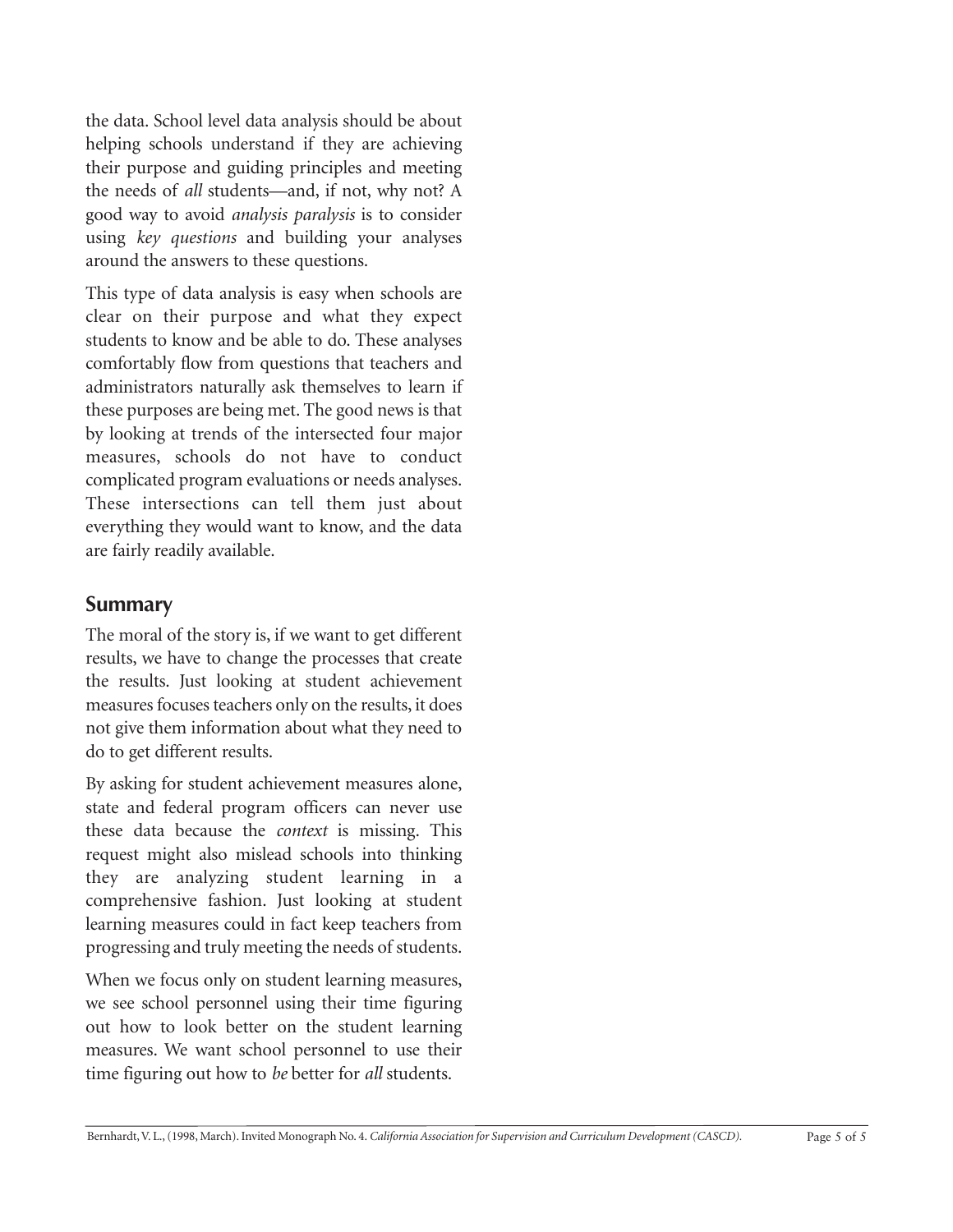the data. School level data analysis should be about helping schools understand if they are achieving their purpose and guiding principles and meeting the needs of *all* students—and, if not, why not? A good way to avoid *analysis paralysis* is to consider using *key questions* and building your analyses around the answers to these questions.

This type of data analysis is easy when schools are clear on their purpose and what they expect students to know and be able to do. These analyses comfortably flow from questions that teachers and administrators naturally ask themselves to learn if these purposes are being met. The good news is that by looking at trends of the intersected four major measures, schools do not have to conduct complicated program evaluations or needs analyses. These intersections can tell them just about everything they would want to know, and the data are fairly readily available.

## Summary

The moral of the story is, if we want to get different results, we have to change the processes that create the results. Just looking at student achievement measures focuses teachers only on the results, it does not give them information about what they need to do to get different results.

By asking for student achievement measures alone, state and federal program officers can never use these data because the *context* is missing. This request might also mislead schools into thinking they are analyzing student learning in a comprehensive fashion. Just looking at student learning measures could in fact keep teachers from progressing and truly meeting the needs of students.

When we focus only on student learning measures, we see school personnel using their time figuring out how to look better on the student learning measures. We want school personnel to use their time figuring out how to *be* better for *all* students.